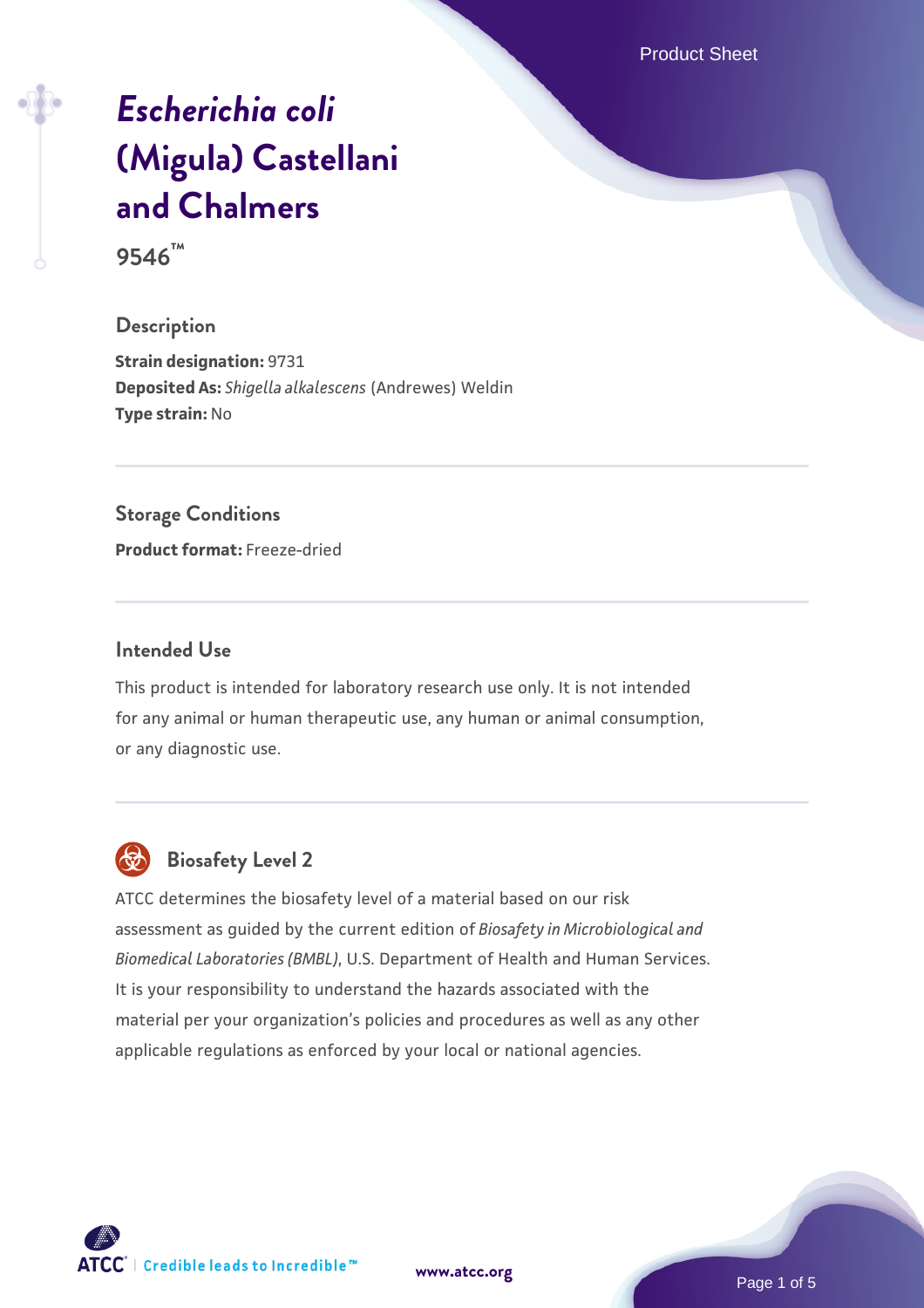# *Escherichia coli* (Migula) Castellani and Chalmers

**9546™**

## Description

**Strain designation:** 9731
**Deposited As:** *Shigella alkalescens* (Andrewes) Weldin
**Type strain:** No

## Storage Conditions

**Product format:** Freeze-dried

## Intended Use

This product is intended for laboratory research use only. It is not intended for any animal or human therapeutic use, any human or animal consumption, or any diagnostic use.

## Biosafety Level 2

ATCC determines the biosafety level of a material based on our risk assessment as guided by the current edition of *Biosafety in Microbiological and Biomedical Laboratories (BMBL)*, U.S. Department of Health and Human Services. It is your responsibility to understand the hazards associated with the material per your organization's policies and procedures as well as any other applicable regulations as enforced by your local or national agencies.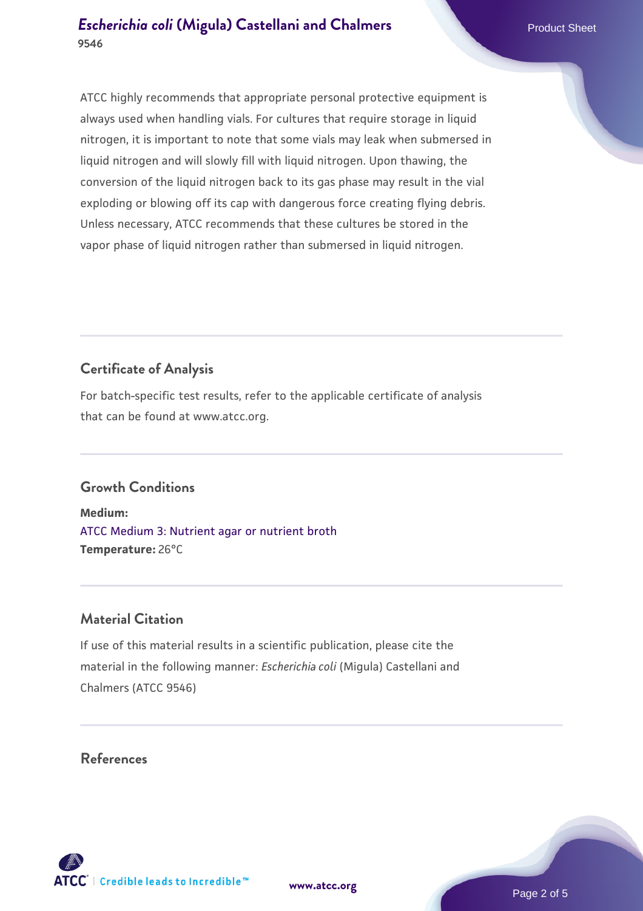ATCC highly recommends that appropriate personal protective equipment is always used when handling vials. For cultures that require storage in liquid nitrogen, it is important to note that some vials may leak when submersed in liquid nitrogen and will slowly fill with liquid nitrogen. Upon thawing, the conversion of the liquid nitrogen back to its gas phase may result in the vial exploding or blowing off its cap with dangerous force creating flying debris. Unless necessary, ATCC recommends that these cultures be stored in the vapor phase of liquid nitrogen rather than submersed in liquid nitrogen.

## Certificate of Analysis

For batch-specific test results, refer to the applicable certificate of analysis that can be found at www.atcc.org.

## Growth Conditions

**Medium:**
ATCC Medium 3: Nutrient agar or nutrient broth
**Temperature:** 26°C

## Material Citation

If use of this material results in a scientific publication, please cite the material in the following manner: *Escherichia coli* (Migula) Castellani and Chalmers (ATCC 9546)

## References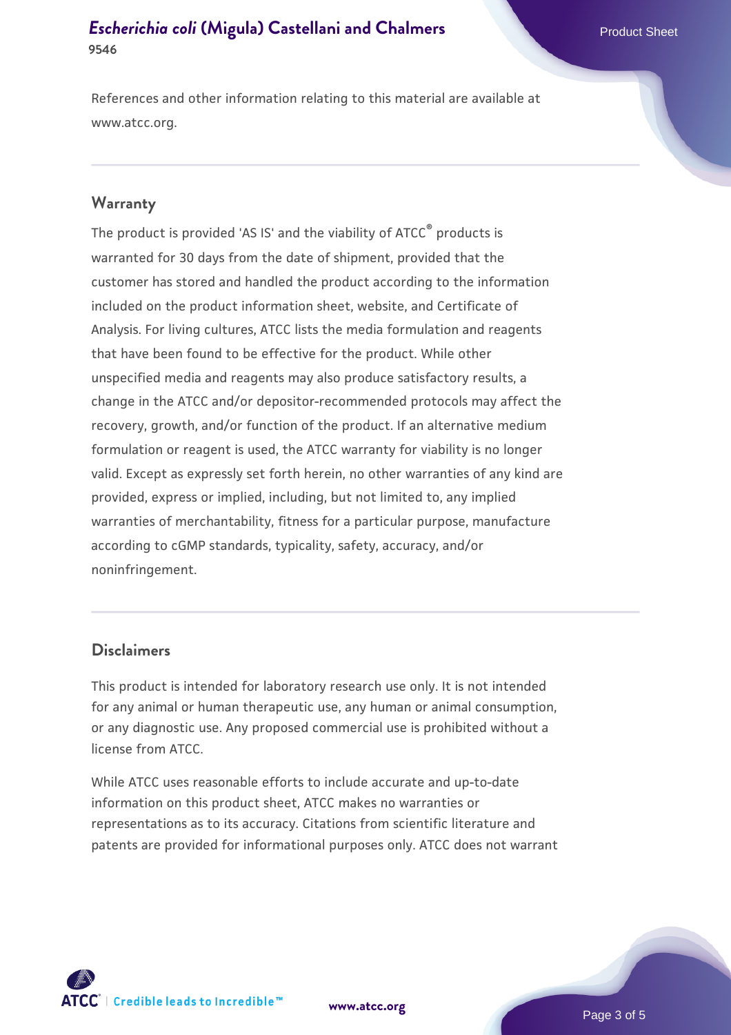References and other information relating to this material are available at www.atcc.org.

## Warranty

The product is provided 'AS IS' and the viability of ATCC® products is warranted for 30 days from the date of shipment, provided that the customer has stored and handled the product according to the information included on the product information sheet, website, and Certificate of Analysis. For living cultures, ATCC lists the media formulation and reagents that have been found to be effective for the product. While other unspecified media and reagents may also produce satisfactory results, a change in the ATCC and/or depositor-recommended protocols may affect the recovery, growth, and/or function of the product. If an alternative medium formulation or reagent is used, the ATCC warranty for viability is no longer valid. Except as expressly set forth herein, no other warranties of any kind are provided, express or implied, including, but not limited to, any implied warranties of merchantability, fitness for a particular purpose, manufacture according to cGMP standards, typicality, safety, accuracy, and/or noninfringement.

## Disclaimers

This product is intended for laboratory research use only. It is not intended for any animal or human therapeutic use, any human or animal consumption, or any diagnostic use. Any proposed commercial use is prohibited without a license from ATCC.

While ATCC uses reasonable efforts to include accurate and up-to-date information on this product sheet, ATCC makes no warranties or representations as to its accuracy. Citations from scientific literature and patents are provided for informational purposes only. ATCC does not warrant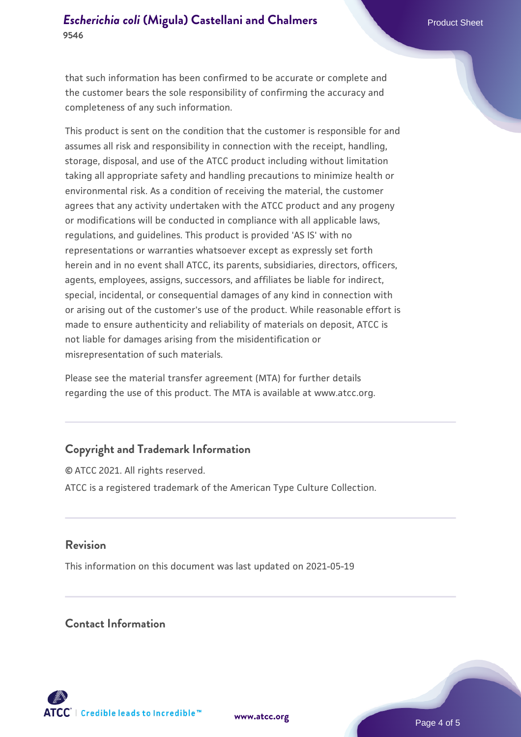that such information has been confirmed to be accurate or complete and the customer bears the sole responsibility of confirming the accuracy and completeness of any such information.

This product is sent on the condition that the customer is responsible for and assumes all risk and responsibility in connection with the receipt, handling, storage, disposal, and use of the ATCC product including without limitation taking all appropriate safety and handling precautions to minimize health or environmental risk. As a condition of receiving the material, the customer agrees that any activity undertaken with the ATCC product and any progeny or modifications will be conducted in compliance with all applicable laws, regulations, and guidelines. This product is provided 'AS IS' with no representations or warranties whatsoever except as expressly set forth herein and in no event shall ATCC, its parents, subsidiaries, directors, officers, agents, employees, assigns, successors, and affiliates be liable for indirect, special, incidental, or consequential damages of any kind in connection with or arising out of the customer's use of the product. While reasonable effort is made to ensure authenticity and reliability of materials on deposit, ATCC is not liable for damages arising from the misidentification or misrepresentation of such materials.

Please see the material transfer agreement (MTA) for further details regarding the use of this product. The MTA is available at www.atcc.org.

## Copyright and Trademark Information

© ATCC 2021. All rights reserved.

ATCC is a registered trademark of the American Type Culture Collection.

## Revision

This information on this document was last updated on 2021-05-19

## Contact Information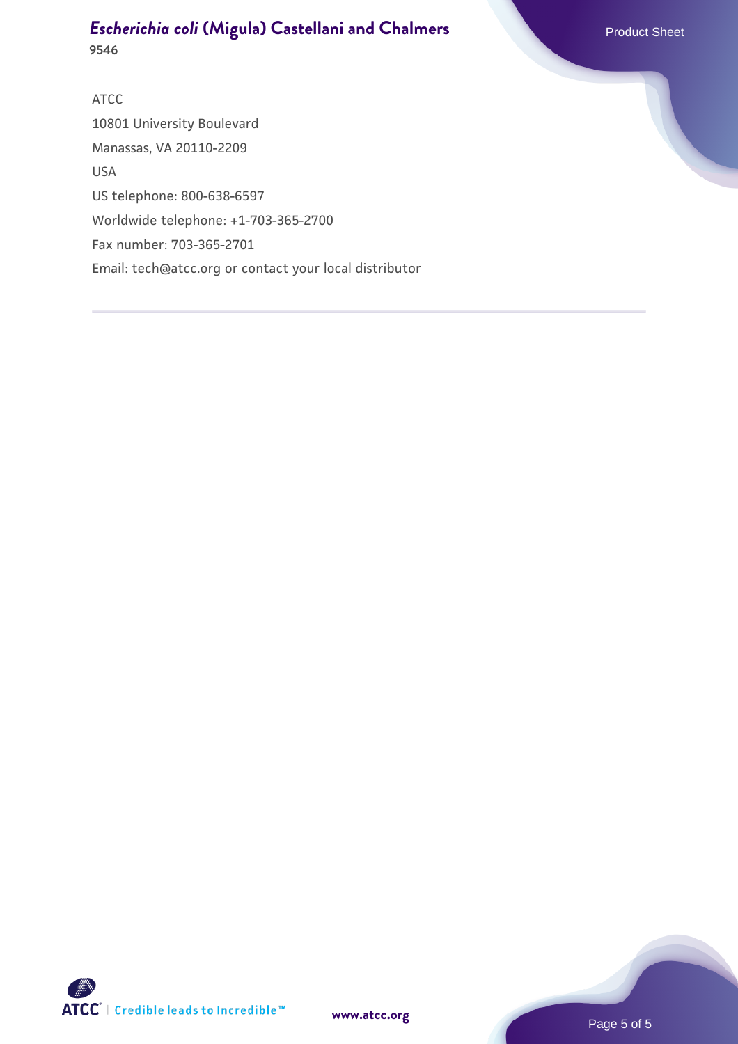ATCC

10801 University Boulevard

Manassas, VA 20110-2209

USA

US telephone: 800-638-6597

Worldwide telephone: +1-703-365-2700

Fax number: 703-365-2701

Email: tech@atcc.org or contact your local distributor